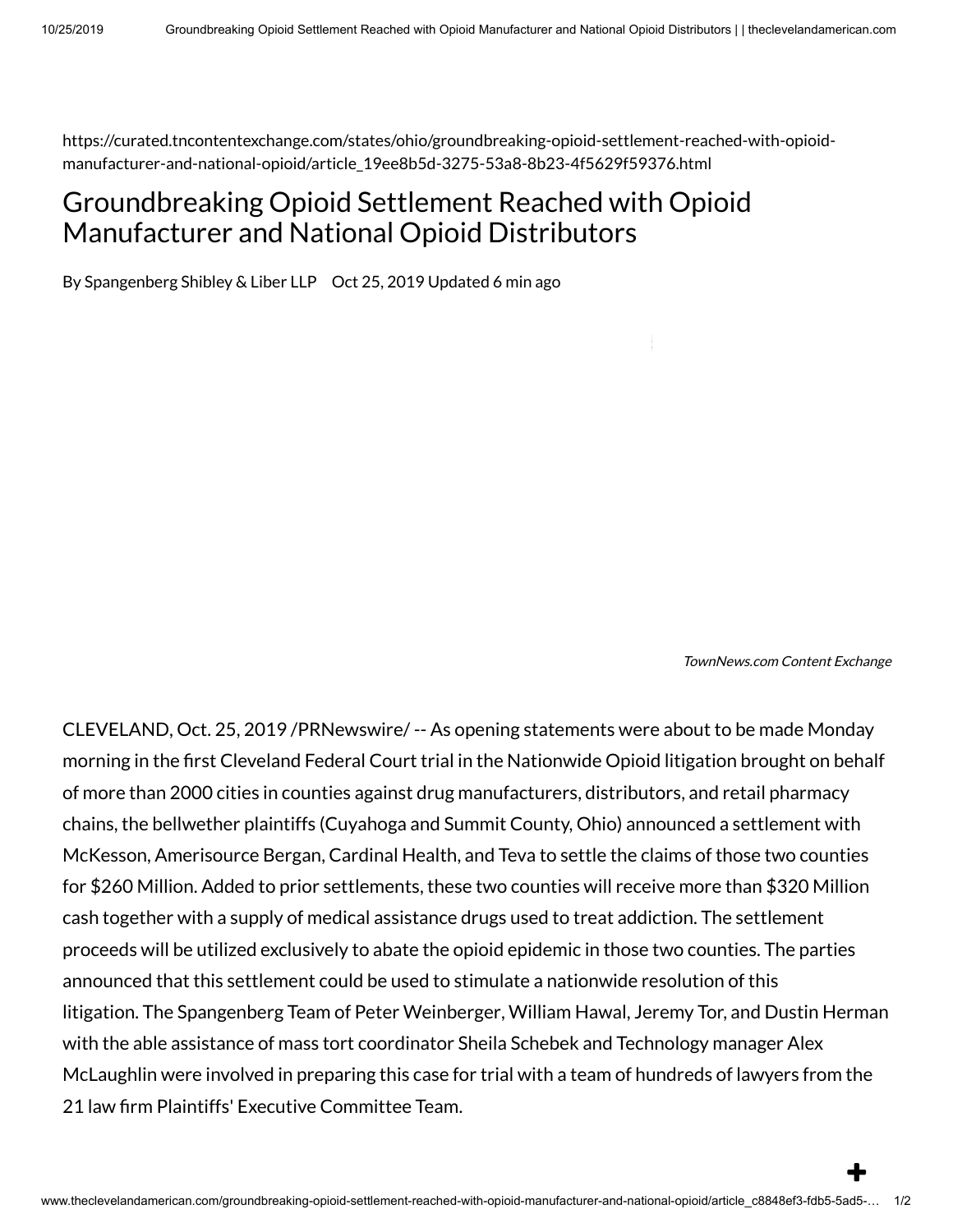https://curated.tncontentexchange.com/states/ohio/groundbreaking-opioid-settlement-reached-with-opioid-manufacturer-and-national-opioid/article_19ee8b5d-3275-53a8-8b23-4f5629f59376.html

# Groundbreaking Opioid Settlement Reached with Opioid Manufacturer and National Opioid Distributors

By Spangenberg Shibley & Liber LLP Oct 25, 2019 Updated 6 min ago

*TownNews.com Content Exchange*

CLEVELAND, Oct. 25, 2019 /PRNewswire/ -- As opening statements were about to be made Monday morning in the first Cleveland Federal Court trial in the Nationwide Opioid litigation brought on behalf of more than 2000 cities in counties against drug manufacturers, distributors, and retail pharmacy chains, the bellwether plaintiffs (Cuyahoga and Summit County, Ohio) announced a settlement with McKesson, Amerisource Bergan, Cardinal Health, and Teva to settle the claims of those two counties for $260 Million. Added to prior settlements, these two counties will receive more than $320 Million cash together with a supply of medical assistance drugs used to treat addiction. The settlement proceeds will be utilized exclusively to abate the opioid epidemic in those two counties. The parties announced that this settlement could be used to stimulate a nationwide resolution of this litigation. The Spangenberg Team of Peter Weinberger, William Hawal, Jeremy Tor, and Dustin Herman with the able assistance of mass tort coordinator Sheila Schebek and Technology manager Alex McLaughlin were involved in preparing this case for trial with a team of hundreds of lawyers from the 21 law firm Plaintiffs' Executive Committee Team.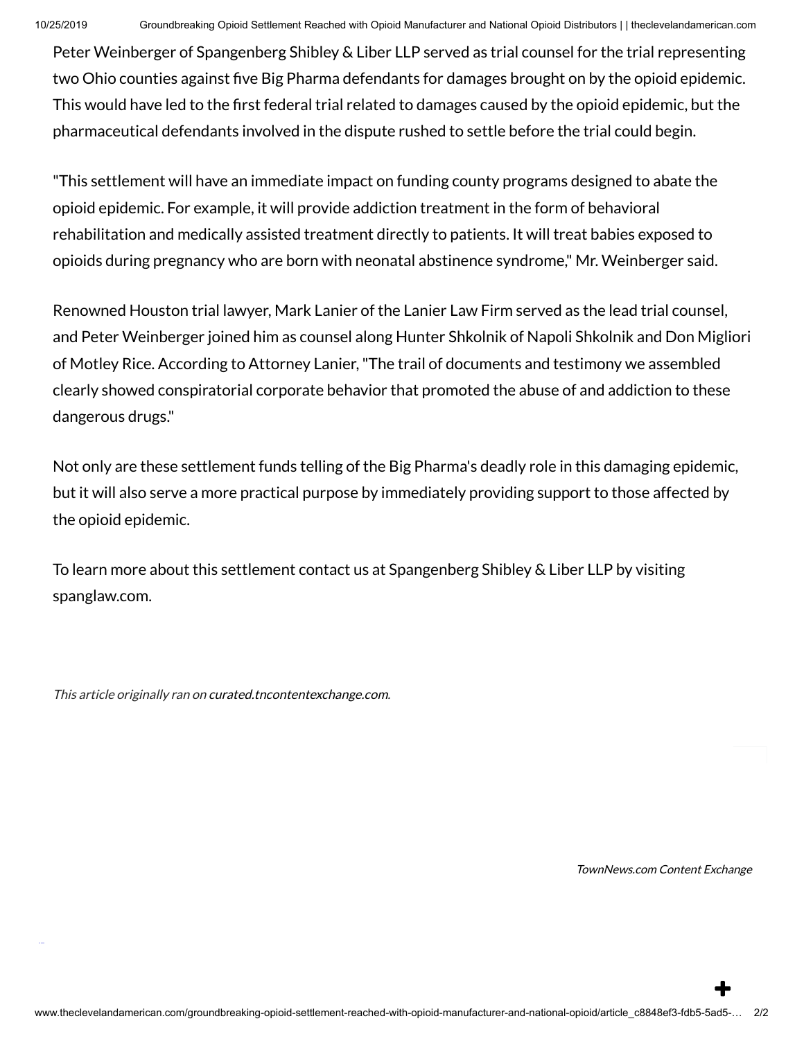Peter Weinberger of Spangenberg Shibley & Liber LLP served as trial counsel for the trial representing two Ohio counties against five Big Pharma defendants for damages brought on by the opioid epidemic. This would have led to the first federal trial related to damages caused by the opioid epidemic, but the pharmaceutical defendants involved in the dispute rushed to settle before the trial could begin.

"This settlement will have an immediate impact on funding county programs designed to abate the opioid epidemic. For example, it will provide addiction treatment in the form of behavioral rehabilitation and medically assisted treatment directly to patients. It will treat babies exposed to opioids during pregnancy who are born with neonatal abstinence syndrome," Mr. Weinberger said.

Renowned Houston trial lawyer, Mark Lanier of the Lanier Law Firm served as the lead trial counsel, and Peter Weinberger joined him as counsel along Hunter Shkolnik of Napoli Shkolnik and Don Migliori of Motley Rice. According to Attorney Lanier, "The trail of documents and testimony we assembled clearly showed conspiratorial corporate behavior that promoted the abuse of and addiction to these dangerous drugs."

Not only are these settlement funds telling of the Big Pharma's deadly role in this damaging epidemic, but it will also serve a more practical purpose by immediately providing support to those affected by the opioid epidemic.

To learn more about this settlement contact us at Spangenberg Shibley & Liber LLP by visiting spanglaw.com.

*This article originally ran on curated.tncontentexchange.com.*

*TownNews.com Content Exchange*